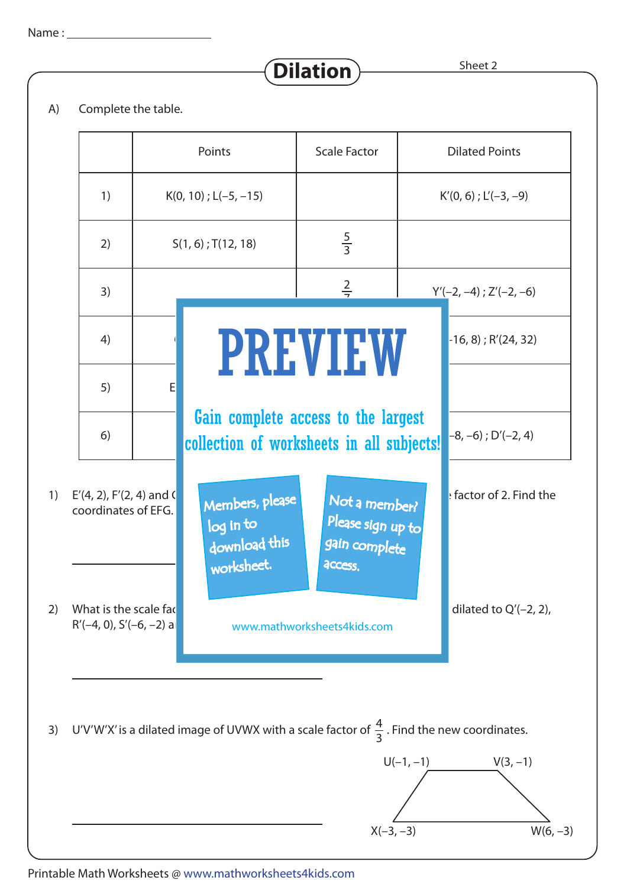Name : ____________________

# Dilation

Sheet 2

A) Complete the table.

| | Points | Scale Factor | Dilated Points |
|---|---|---|---|
| 1) | K(0, 10) ; L(–5, –15) | | K′(0, 6) ; L′(–3, –9) |
| 2) | S(1, 6) ; T(12, 18) | $\frac{5}{3}$ | |
| 3) | | $\frac{2}{7}$ | Y′(–2, –4) ; Z′(–2, –6) |
| 4) | ( | | –16, 8) ; R′(24, 32) |
| 5) | E | | |
| 6) | | | –8, –6) ; D′(–2, 4) |

PREVIEW

Gain complete access to the largest collection of worksheets in all subjects!

Members, please log in to download this worksheet.

Not a member? Please sign up to gain complete access.

www.mathworksheets4kids.com

1) E′(4, 2), F′(2, 4) and ( ... factor of 2. Find the coordinates of EFG.

____________________

2) What is the scale fac ... dilated to Q′(–2, 2), R′(–4, 0), S′(–6, –2) a

____________________

3) U′V′W′X′ is a dilated image of UVWX with a scale factor of $\frac{4}{3}$. Find the new coordinates.

U(–1, –1) V(3, –1) X(–3, –3) W(6, –3)

____________________

Printable Math Worksheets @ www.mathworksheets4kids.com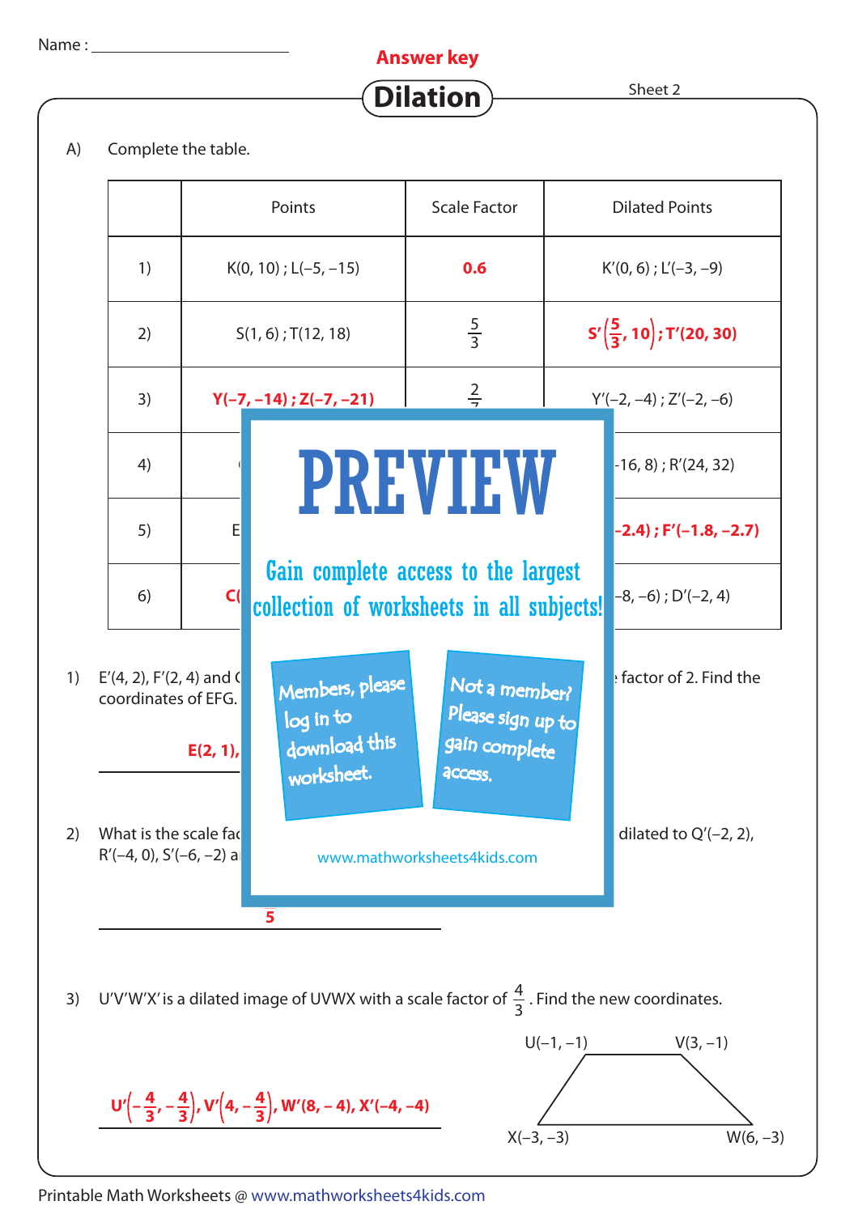Name : ________________

**Answer key**

# Dilation

Sheet 2

A) Complete the table.

| | Points | Scale Factor | Dilated Points |
|---|---|---|---|
| 1) | K(0, 10) ; L(–5, –15) | **0.6** | K′(0, 6) ; L′(–3, –9) |
| 2) | S(1, 6) ; T(12, 18) | $\frac{5}{3}$ | **S′$\left(\frac{5}{3}, 10\right)$ ; T′(20, 30)** |
| 3) | **Y(–7, –14) ; Z(–7, –21)** | $\frac{2}{7}$ | Y′(–2, –4) ; Z′(–2, –6) |
| 4) | ( | | -16, 8) ; R′(24, 32) |
| 5) | E | | **-2.4) ; F′(–1.8, –2.7)** |
| 6) | **C(** | | -8, –6) ; D′(–2, 4) |

PREVIEW

Gain complete access to the largest collection of worksheets in all subjects!

Members, please log in to download this worksheet.

Not a member? Please sign up to gain complete access.

www.mathworksheets4kids.com

1) E′(4, 2), F′(2, 4) and ( … factor of 2. Find the coordinates of EFG.

**E(2, 1),**

2) What is the scale fa… dilated to Q′(–2, 2), R′(–4, 0), S′(–6, –2) a…

**5**

3) U′V′W′X′ is a dilated image of UVWX with a scale factor of $\frac{4}{3}$. Find the new coordinates.

**U′$\left(-\frac{4}{3}, -\frac{4}{3}\right)$, V′$\left(4, -\frac{4}{3}\right)$, W′(8, – 4), X′(–4, –4)**

U(–1, –1)
V(3, –1)
X(–3, –3)
W(6, –3)